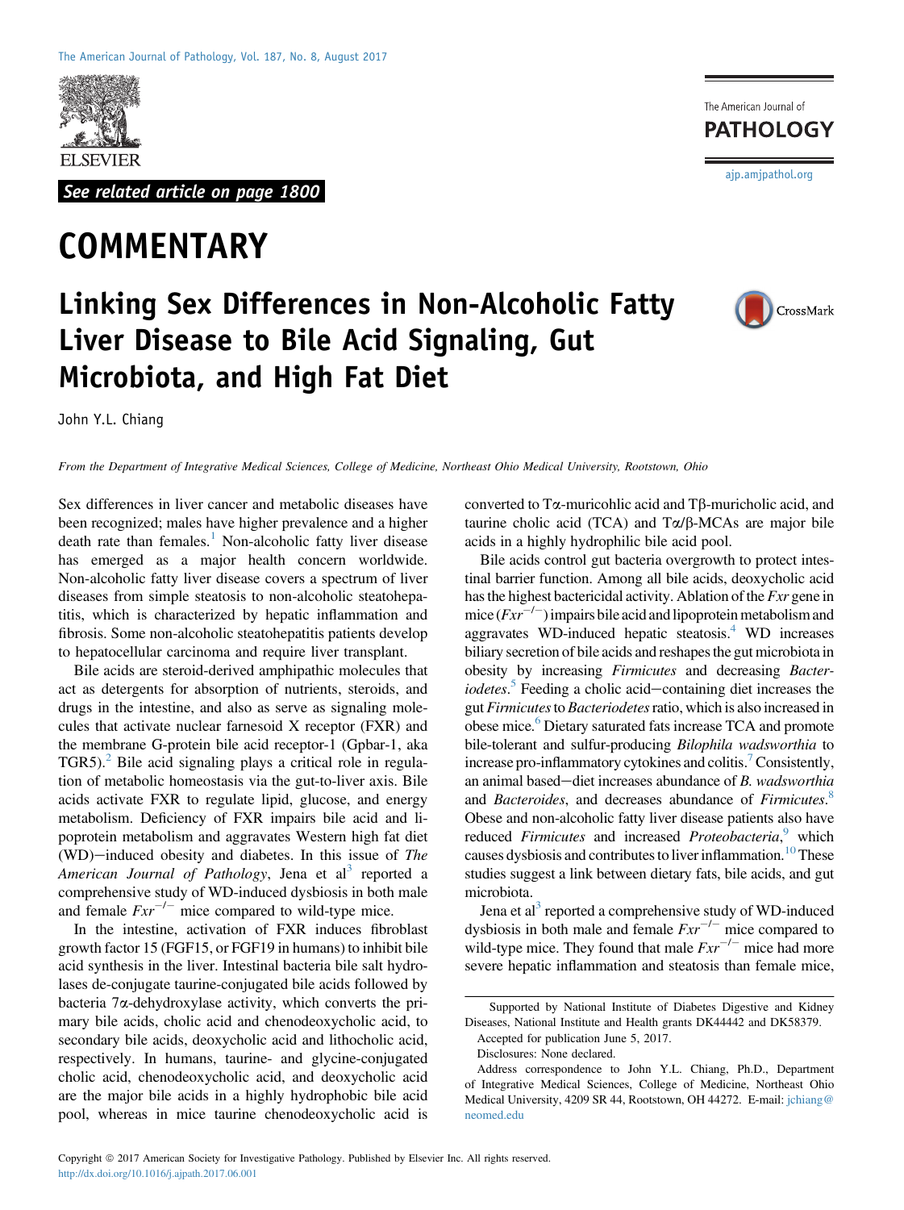See related article on page 1800

# COMMENTARY

## Linking Sex Differences in Non-Alcoholic Fatty Liver Disease to Bile Acid Signaling, Gut Microbiota, and High Fat Diet

John Y.L. Chiang

*From the Department of Integrative Medical Sciences, College of Medicine, Northeast Ohio Medical University, Rootstown, Ohio*

Sex differences in liver cancer and metabolic diseases have been recognized; males have higher prevalence and a higher death rate than females.[1] Non-alcoholic fatty liver disease has emerged as a major health concern worldwide. Non-alcoholic fatty liver disease covers a spectrum of liver diseases from simple steatosis to non-alcoholic steatohepatitis, which is characterized by hepatic inflammation and fibrosis. Some non-alcoholic steatohepatitis patients develop to hepatocellular carcinoma and require liver transplant.

Bile acids are steroid-derived amphipathic molecules that act as detergents for absorption of nutrients, steroids, and drugs in the intestine, and also serve as signaling molecules that activate nuclear farnesoid X receptor (FXR) and the membrane G-protein bile acid receptor-1 (Gpbar-1, aka TGR5).[2] Bile acid signaling plays a critical role in regulation of metabolic homeostasis via the gut-to-liver axis. Bile acids activate FXR to regulate lipid, glucose, and energy metabolism. Deficiency of FXR impairs bile acid and lipoprotein metabolism and aggravates Western high fat diet (WD)−induced obesity and diabetes. In this issue of *The American Journal of Pathology*, Jena et al[3] reported a comprehensive study of WD-induced dysbiosis in both male and female $Fxr^{-/-}$ mice compared to wild-type mice.

In the intestine, activation of FXR induces fibroblast growth factor 15 (FGF15, or FGF19 in humans) to inhibit bile acid synthesis in the liver. Intestinal bacteria bile salt hydrolases de-conjugate taurine-conjugated bile acids followed by bacteria 7α-dehydroxylase activity, which converts the primary bile acids, cholic acid and chenodeoxycholic acid, to secondary bile acids, deoxycholic acid and lithocholic acid, respectively. In humans, taurine- and glycine-conjugated cholic acid, chenodeoxycholic acid, and deoxycholic acid are the major bile acids in a highly hydrophobic bile acid pool, whereas in mice taurine chenodeoxycholic acid is converted to Tα-muricohlic acid and Tβ-muricholic acid, and taurine cholic acid (TCA) and Tα/β-MCAs are major bile acids in a highly hydrophilic bile acid pool.

Bile acids control gut bacteria overgrowth to protect intestinal barrier function. Among all bile acids, deoxycholic acid has the highest bactericidal activity. Ablation of the *Fxr* gene in mice ($Fxr^{-/-}$) impairs bile acid and lipoprotein metabolism and aggravates WD-induced hepatic steatosis.[4] WD increases biliary secretion of bile acids and reshapes the gut microbiota in obesity by increasing *Firmicutes* and decreasing *Bacteriodetes*.[5] Feeding a cholic acid−containing diet increases the gut *Firmicutes* to *Bacteriodetes* ratio, which is also increased in obese mice.[6] Dietary saturated fats increase TCA and promote bile-tolerant and sulfur-producing *Bilophila wadsworthia* to increase pro-inflammatory cytokines and colitis.[7] Consistently, an animal based−diet increases abundance of *B. wadsworthia* and *Bacteroides*, and decreases abundance of *Firmicutes*.[8] Obese and non-alcoholic fatty liver disease patients also have reduced *Firmicutes* and increased *Proteobacteria*,[9] which causes dysbiosis and contributes to liver inflammation.[10] These studies suggest a link between dietary fats, bile acids, and gut microbiota.

Jena et al[3] reported a comprehensive study of WD-induced dysbiosis in both male and female $Fxr^{-/-}$ mice compared to wild-type mice. They found that male $Fxr^{-/-}$ mice had more severe hepatic inflammation and steatosis than female mice,

Supported by National Institute of Diabetes Digestive and Kidney Diseases, National Institute and Health grants DK44442 and DK58379.

Accepted for publication June 5, 2017.

Disclosures: None declared.

Address correspondence to John Y.L. Chiang, Ph.D., Department of Integrative Medical Sciences, College of Medicine, Northeast Ohio Medical University, 4209 SR 44, Rootstown, OH 44272. E-mail: jchiang@neomed.edu

Copyright © 2017 American Society for Investigative Pathology. Published by Elsevier Inc. All rights reserved.
http://dx.doi.org/10.1016/j.ajpath.2017.06.001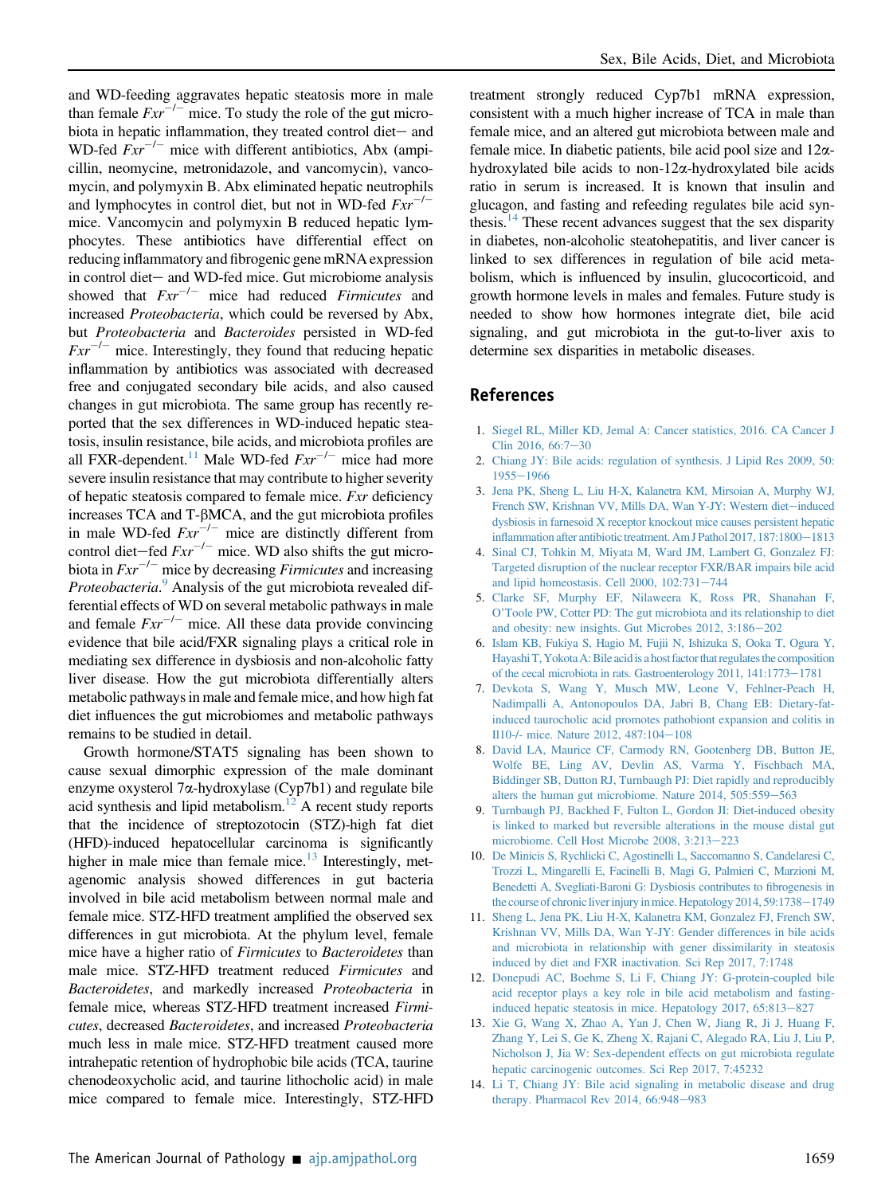and WD-feeding aggravates hepatic steatosis more in male than female $Fxr^{-/-}$ mice. To study the role of the gut microbiota in hepatic inflammation, they treated control diet– and WD-fed $Fxr^{-/-}$ mice with different antibiotics, Abx (ampicillin, neomycine, metronidazole, and vancomycin), vancomycin, and polymyxin B. Abx eliminated hepatic neutrophils and lymphocytes in control diet, but not in WD-fed $Fxr^{-/-}$ mice. Vancomycin and polymyxin B reduced hepatic lymphocytes. These antibiotics have differential effect on reducing inflammatory and fibrogenic gene mRNA expression in control diet– and WD-fed mice. Gut microbiome analysis showed that $Fxr^{-/-}$ mice had reduced *Firmicutes* and increased *Proteobacteria*, which could be reversed by Abx, but *Proteobacteria* and *Bacteroides* persisted in WD-fed $Fxr^{-/-}$ mice. Interestingly, they found that reducing hepatic inflammation by antibiotics was associated with decreased free and conjugated secondary bile acids, and also caused changes in gut microbiota. The same group has recently reported that the sex differences in WD-induced hepatic steatosis, insulin resistance, bile acids, and microbiota profiles are all FXR-dependent.[11] Male WD-fed $Fxr^{-/-}$ mice had more severe insulin resistance that may contribute to higher severity of hepatic steatosis compared to female mice. *Fxr* deficiency increases TCA and T-βMCA, and the gut microbiota profiles in male WD-fed $Fxr^{-/-}$ mice are distinctly different from control diet–fed $Fxr^{-/-}$ mice. WD also shifts the gut microbiota in $Fxr^{-/-}$ mice by decreasing *Firmicutes* and increasing *Proteobacteria*.[9] Analysis of the gut microbiota revealed differential effects of WD on several metabolic pathways in male and female $Fxr^{-/-}$ mice. All these data provide convincing evidence that bile acid/FXR signaling plays a critical role in mediating sex difference in dysbiosis and non-alcoholic fatty liver disease. How the gut microbiota differentially alters metabolic pathways in male and female mice, and how high fat diet influences the gut microbiomes and metabolic pathways remains to be studied in detail.

Growth hormone/STAT5 signaling has been shown to cause sexual dimorphic expression of the male dominant enzyme oxysterol 7α-hydroxylase (Cyp7b1) and regulate bile acid synthesis and lipid metabolism.[12] A recent study reports that the incidence of streptozotocin (STZ)-high fat diet (HFD)-induced hepatocellular carcinoma is significantly higher in male mice than female mice.[13] Interestingly, metagenomic analysis showed differences in gut bacteria involved in bile acid metabolism between normal male and female mice. STZ-HFD treatment amplified the observed sex differences in gut microbiota. At the phylum level, female mice have a higher ratio of *Firmicutes* to *Bacteroidetes* than male mice. STZ-HFD treatment reduced *Firmicutes* and *Bacteroidetes*, and markedly increased *Proteobacteria* in female mice, whereas STZ-HFD treatment increased *Firmicutes*, decreased *Bacteroidetes*, and increased *Proteobacteria* much less in male mice. STZ-HFD treatment caused more intrahepatic retention of hydrophobic bile acids (TCA, taurine chenodeoxycholic acid, and taurine lithocholic acid) in male mice compared to female mice. Interestingly, STZ-HFD treatment strongly reduced Cyp7b1 mRNA expression, consistent with a much higher increase of TCA in male than female mice, and an altered gut microbiota between male and female mice. In diabetic patients, bile acid pool size and 12α-hydroxylated bile acids to non-12α-hydroxylated bile acids ratio in serum is increased. It is known that insulin and glucagon, and fasting and refeeding regulates bile acid synthesis.[14] These recent advances suggest that the sex disparity in diabetes, non-alcoholic steatohepatitis, and liver cancer is linked to sex differences in regulation of bile acid metabolism, which is influenced by insulin, glucocorticoid, and growth hormone levels in males and females. Future study is needed to show how hormones integrate diet, bile acid signaling, and gut microbiota in the gut-to-liver axis to determine sex disparities in metabolic diseases.

## References

1. Siegel RL, Miller KD, Jemal A: Cancer statistics, 2016. CA Cancer J Clin 2016, 66:7–30
2. Chiang JY: Bile acids: regulation of synthesis. J Lipid Res 2009, 50:1955–1966
3. Jena PK, Sheng L, Liu H-X, Kalanetra KM, Mirsoian A, Murphy WJ, French SW, Krishnan VV, Mills DA, Wan Y-JY: Western diet–induced dysbiosis in farnesoid X receptor knockout mice causes persistent hepatic inflammation after antibiotic treatment. Am J Pathol 2017, 187:1800–1813
4. Sinal CJ, Tohkin M, Miyata M, Ward JM, Lambert G, Gonzalez FJ: Targeted disruption of the nuclear receptor FXR/BAR impairs bile acid and lipid homeostasis. Cell 2000, 102:731–744
5. Clarke SF, Murphy EF, Nilaweera K, Ross PR, Shanahan F, O'Toole PW, Cotter PD: The gut microbiota and its relationship to diet and obesity: new insights. Gut Microbes 2012, 3:186–202
6. Islam KB, Fukiya S, Hagio M, Fujii N, Ishizuka S, Ooka T, Ogura Y, Hayashi T, Yokota A: Bile acid is a host factor that regulates the composition of the cecal microbiota in rats. Gastroenterology 2011, 141:1773–1781
7. Devkota S, Wang Y, Musch MW, Leone V, Fehlner-Peach H, Nadimpalli A, Antonopoulos DA, Jabri B, Chang EB: Dietary-fat-induced taurocholic acid promotes pathobiont expansion and colitis in Il10-/- mice. Nature 2012, 487:104–108
8. David LA, Maurice CF, Carmody RN, Gootenberg DB, Button JE, Wolfe BE, Ling AV, Devlin AS, Varma Y, Fischbach MA, Biddinger SB, Dutton RJ, Turnbaugh PJ: Diet rapidly and reproducibly alters the human gut microbiome. Nature 2014, 505:559–563
9. Turnbaugh PJ, Backhed F, Fulton L, Gordon JI: Diet-induced obesity is linked to marked but reversible alterations in the mouse distal gut microbiome. Cell Host Microbe 2008, 3:213–223
10. De Minicis S, Rychlicki C, Agostinelli L, Saccomanno S, Candelaresi C, Trozzi L, Mingarelli E, Facinelli B, Magi G, Palmieri C, Marzioni M, Benedetti A, Svegliati-Baroni G: Dysbiosis contributes to fibrogenesis in the course of chronic liver injury in mice. Hepatology 2014, 59:1738–1749
11. Sheng L, Jena PK, Liu H-X, Kalanetra KM, Gonzalez FJ, French SW, Krishnan VV, Mills DA, Wan Y-JY: Gender differences in bile acids and microbiota in relationship with gener dissimilarity in steatosis induced by diet and FXR inactivation. Sci Rep 2017, 7:1748
12. Donepudi AC, Boehme S, Li F, Chiang JY: G-protein-coupled bile acid receptor plays a key role in bile acid metabolism and fasting-induced hepatic steatosis in mice. Hepatology 2017, 65:813–827
13. Xie G, Wang X, Zhao A, Yan J, Chen W, Jiang R, Ji J, Huang F, Zhang Y, Lei S, Ge K, Zheng X, Rajani C, Alegado RA, Liu J, Liu P, Nicholson J, Jia W: Sex-dependent effects on gut microbiota regulate hepatic carcinogenic outcomes. Sci Rep 2017, 7:45232
14. Li T, Chiang JY: Bile acid signaling in metabolic disease and drug therapy. Pharmacol Rev 2014, 66:948–983